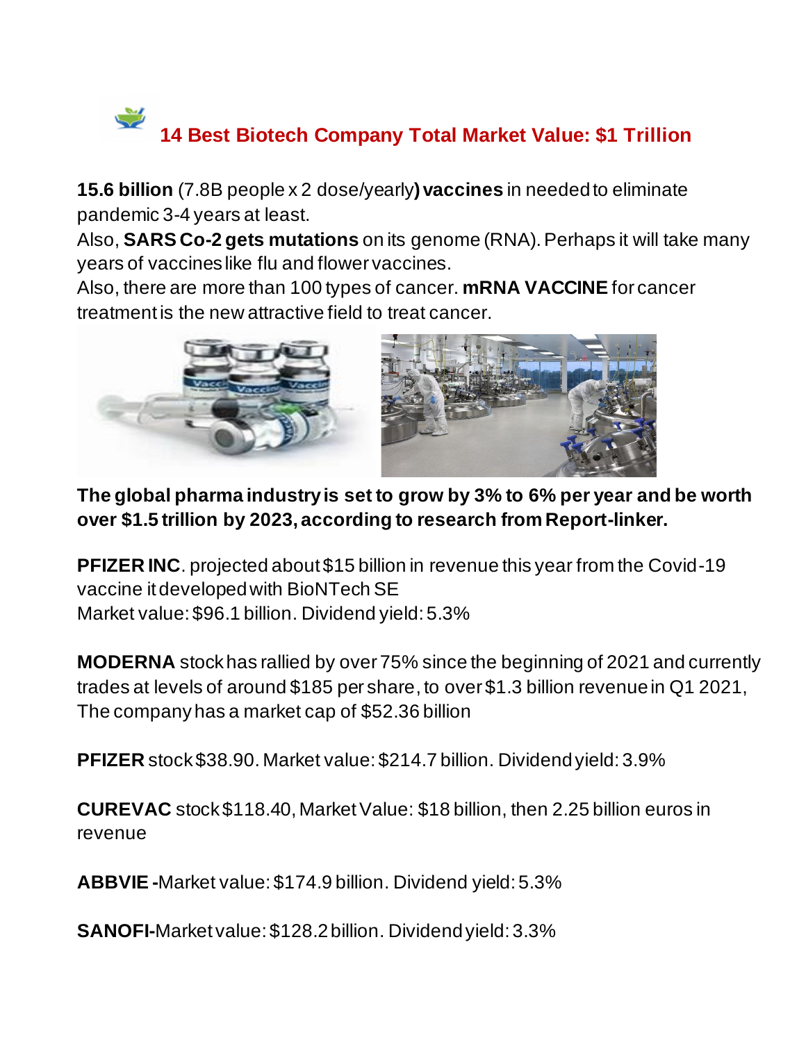# 14 Best Biotech Company Total Market Value: $1 Trillion

**15.6 billion** (7.8B people x 2 dose/yearly**) vaccines** in needed to eliminate pandemic 3-4 years at least.
Also, **SARS Co-2 gets mutations** on its genome (RNA). Perhaps it will take many years of vaccines like flu and flower vaccines.
Also, there are more than 100 types of cancer. **mRNA VACCINE** for cancer treatment is the new attractive field to treat cancer.

**The global pharma industry is set to grow by 3% to 6% per year and be worth over $1.5 trillion by 2023, according to research from Report-linker.**

**PFIZER INC**. projected about $15 billion in revenue this year from the Covid-19 vaccine it developed with BioNTech SE
Market value: $96.1 billion. Dividend yield: 5.3%

**MODERNA** stock has rallied by over 75% since the beginning of 2021 and currently trades at levels of around $185 per share, to over $1.3 billion revenue in Q1 2021, The company has a market cap of $52.36 billion

**PFIZER** stock $38.90. Market value: $214.7 billion. Dividend yield: 3.9%

**CUREVAC** stock $118.40, Market Value: $18 billion, then 2.25 billion euros in revenue

**ABBVIE -**Market value: $174.9 billion. Dividend yield: 5.3%

**SANOFI-**Market value: $128.2 billion. Dividend yield: 3.3%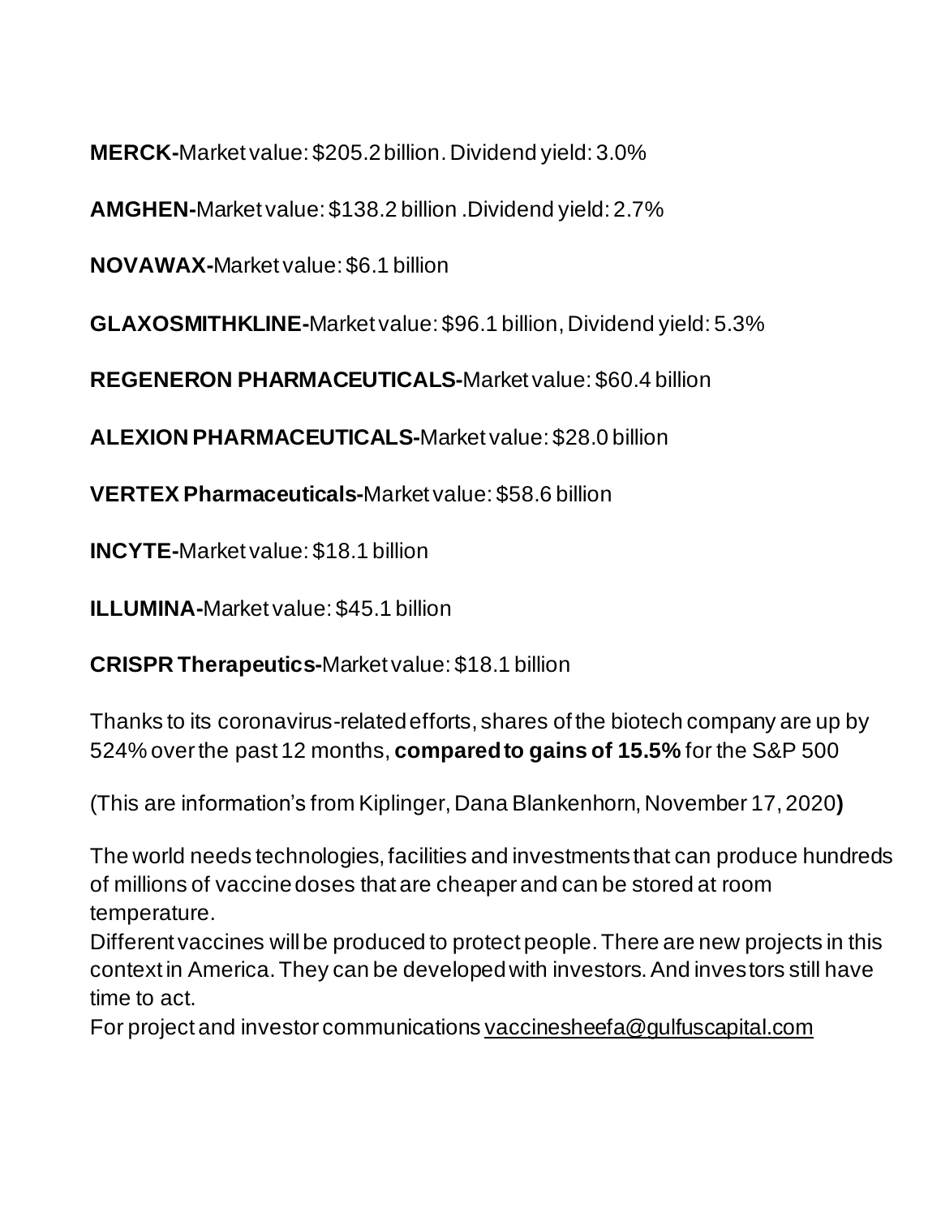**MERCK-**Market value: $205.2 billion. Dividend yield: 3.0%

**AMGHEN-**Market value: $138.2 billion .Dividend yield: 2.7%

**NOVAWAX-**Market value: $6.1 billion

**GLAXOSMITHKLINE-**Market value: $96.1 billion, Dividend yield: 5.3%

**REGENERON PHARMACEUTICALS-**Market value: $60.4 billion

**ALEXION PHARMACEUTICALS-**Market value: $28.0 billion

**VERTEX Pharmaceuticals-**Market value: $58.6 billion

**INCYTE-**Market value: $18.1 billion

**ILLUMINA-**Market value: $45.1 billion

**CRISPR Therapeutics-**Market value: $18.1 billion

Thanks to its coronavirus-related efforts, shares of the biotech company are up by 524% over the past 12 months, **compared to gains of 15.5%** for the S&P 500

(This are information's from Kiplinger, Dana Blankenhorn, November 17, 2020**)**

The world needs technologies, facilities and investments that can produce hundreds of millions of vaccine doses that are cheaper and can be stored at room temperature.
Different vaccines will be produced to protect people. There are new projects in this context in America. They can be developed with investors. And investors still have time to act.
For project and investor communications vaccinesheefa@gulfuscapital.com